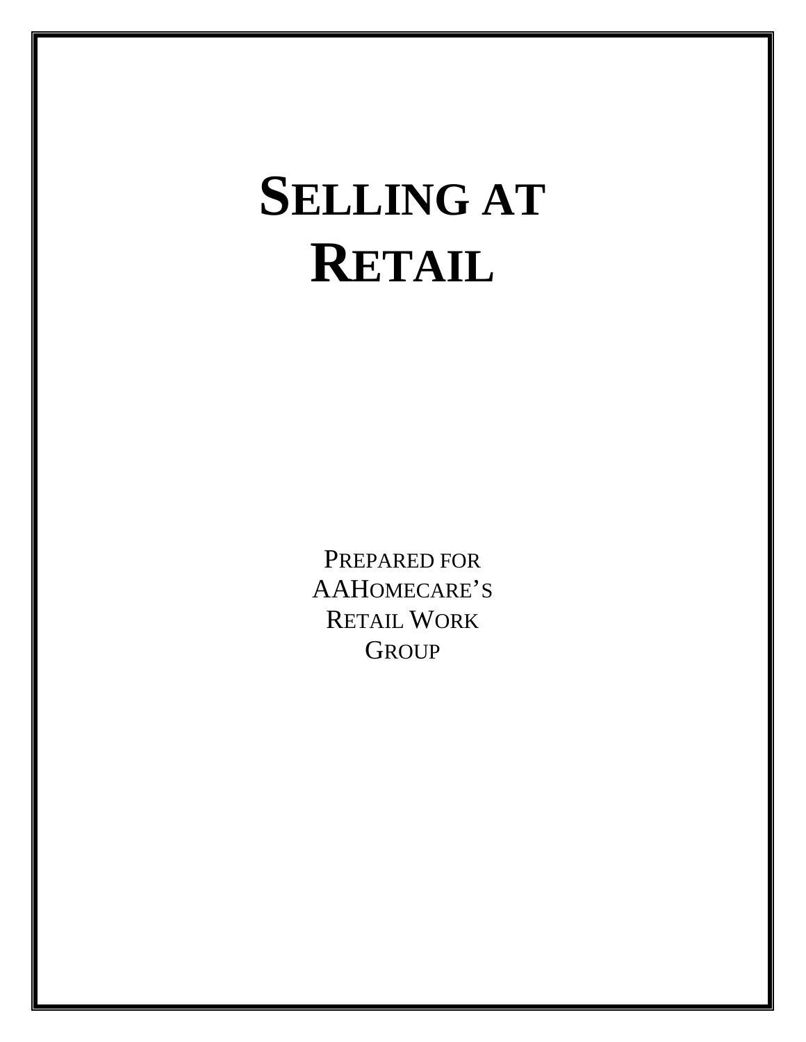# SELLING AT RETAIL

PREPARED FOR AAHOMECARE'S RETAIL WORK GROUP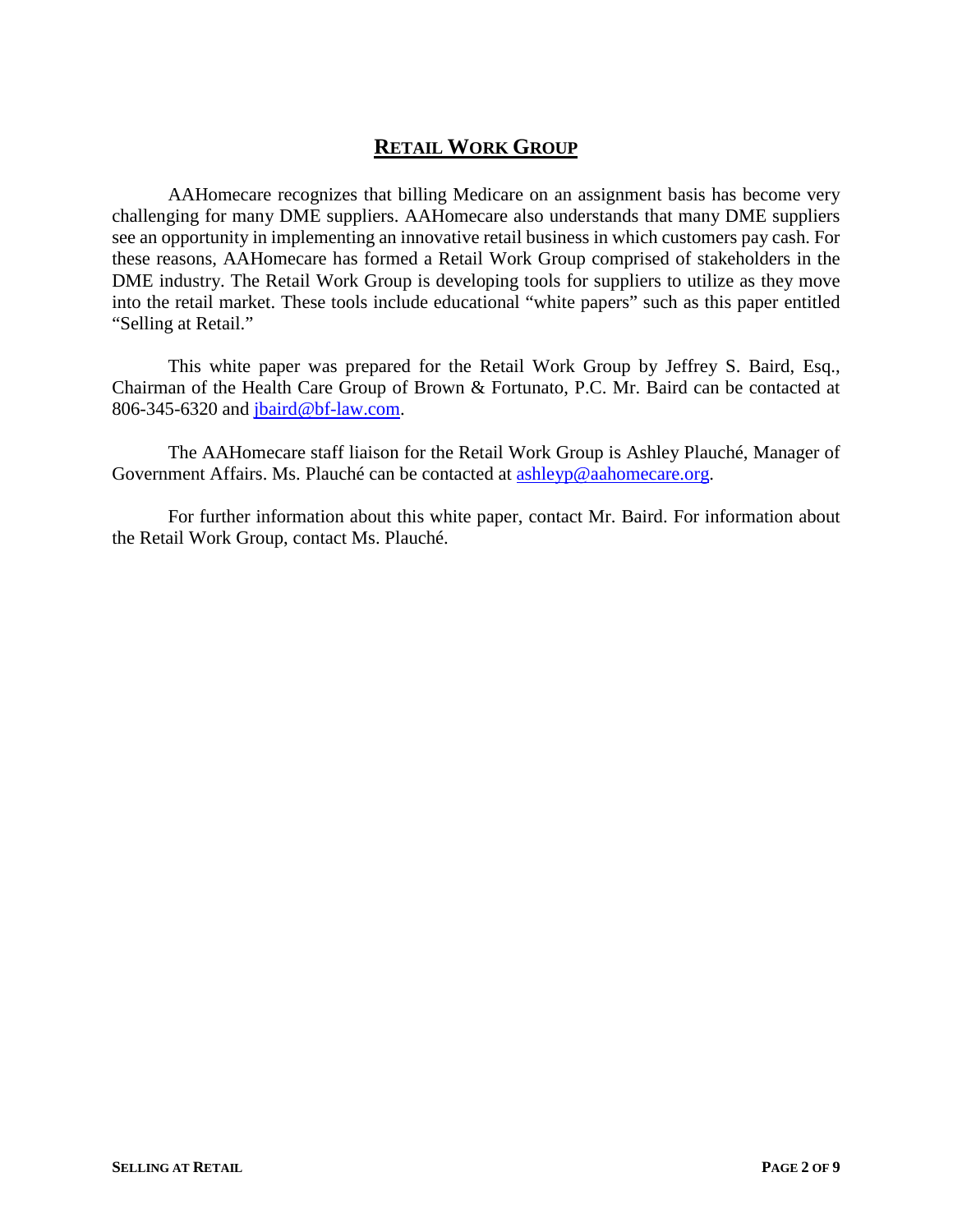## RETAIL WORK GROUP

AAHomecare recognizes that billing Medicare on an assignment basis has become very challenging for many DME suppliers. AAHomecare also understands that many DME suppliers see an opportunity in implementing an innovative retail business in which customers pay cash. For these reasons, AAHomecare has formed a Retail Work Group comprised of stakeholders in the DME industry. The Retail Work Group is developing tools for suppliers to utilize as they move into the retail market. These tools include educational "white papers" such as this paper entitled "Selling at Retail."

This white paper was prepared for the Retail Work Group by Jeffrey S. Baird, Esq., Chairman of the Health Care Group of Brown & Fortunato, P.C. Mr. Baird can be contacted at 806-345-6320 and jbaird@bf-law.com.

The AAHomecare staff liaison for the Retail Work Group is Ashley Plauché, Manager of Government Affairs. Ms. Plauché can be contacted at ashleyp@aahomecare.org.

For further information about this white paper, contact Mr. Baird. For information about the Retail Work Group, contact Ms. Plauché.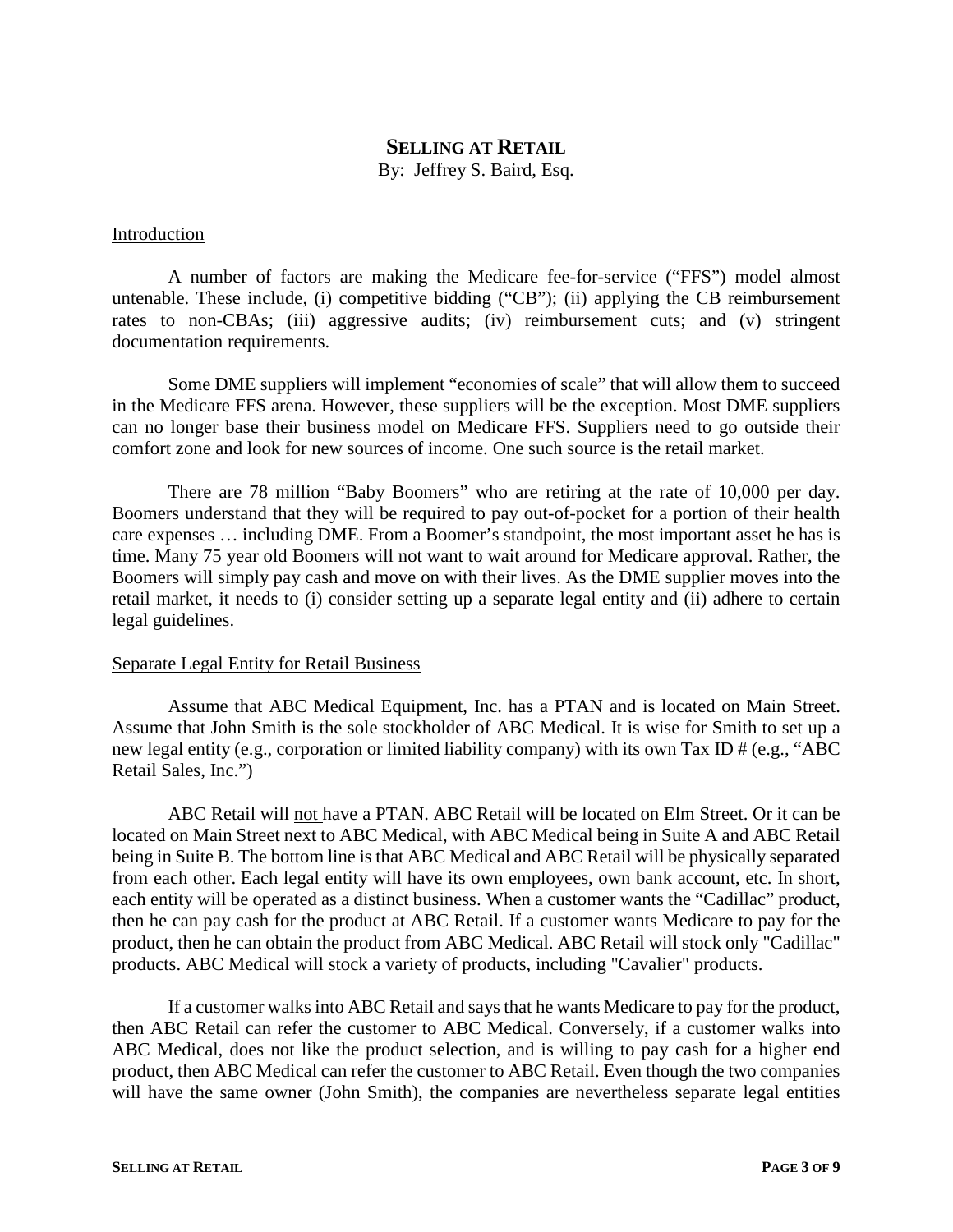# **SELLING AT RETAIL**

By: Jeffrey S. Baird, Esq.

## Introduction

A number of factors are making the Medicare fee-for-service ("FFS") model almost untenable. These include, (i) competitive bidding ("CB"); (ii) applying the CB reimbursement rates to non-CBAs; (iii) aggressive audits; (iv) reimbursement cuts; and (v) stringent documentation requirements.

Some DME suppliers will implement "economies of scale" that will allow them to succeed in the Medicare FFS arena. However, these suppliers will be the exception. Most DME suppliers can no longer base their business model on Medicare FFS. Suppliers need to go outside their comfort zone and look for new sources of income. One such source is the retail market.

There are 78 million "Baby Boomers" who are retiring at the rate of 10,000 per day. Boomers understand that they will be required to pay out-of-pocket for a portion of their health care expenses … including DME. From a Boomer's standpoint, the most important asset he has is time. Many 75 year old Boomers will not want to wait around for Medicare approval. Rather, the Boomers will simply pay cash and move on with their lives. As the DME supplier moves into the retail market, it needs to (i) consider setting up a separate legal entity and (ii) adhere to certain legal guidelines.

## Separate Legal Entity for Retail Business

Assume that ABC Medical Equipment, Inc. has a PTAN and is located on Main Street. Assume that John Smith is the sole stockholder of ABC Medical. It is wise for Smith to set up a new legal entity (e.g., corporation or limited liability company) with its own Tax ID # (e.g., "ABC Retail Sales, Inc.")

ABC Retail will not have a PTAN. ABC Retail will be located on Elm Street. Or it can be located on Main Street next to ABC Medical, with ABC Medical being in Suite A and ABC Retail being in Suite B. The bottom line is that ABC Medical and ABC Retail will be physically separated from each other. Each legal entity will have its own employees, own bank account, etc. In short, each entity will be operated as a distinct business. When a customer wants the "Cadillac" product, then he can pay cash for the product at ABC Retail. If a customer wants Medicare to pay for the product, then he can obtain the product from ABC Medical. ABC Retail will stock only "Cadillac" products. ABC Medical will stock a variety of products, including "Cavalier" products.

If a customer walks into ABC Retail and says that he wants Medicare to pay for the product, then ABC Retail can refer the customer to ABC Medical. Conversely, if a customer walks into ABC Medical, does not like the product selection, and is willing to pay cash for a higher end product, then ABC Medical can refer the customer to ABC Retail. Even though the two companies will have the same owner (John Smith), the companies are nevertheless separate legal entities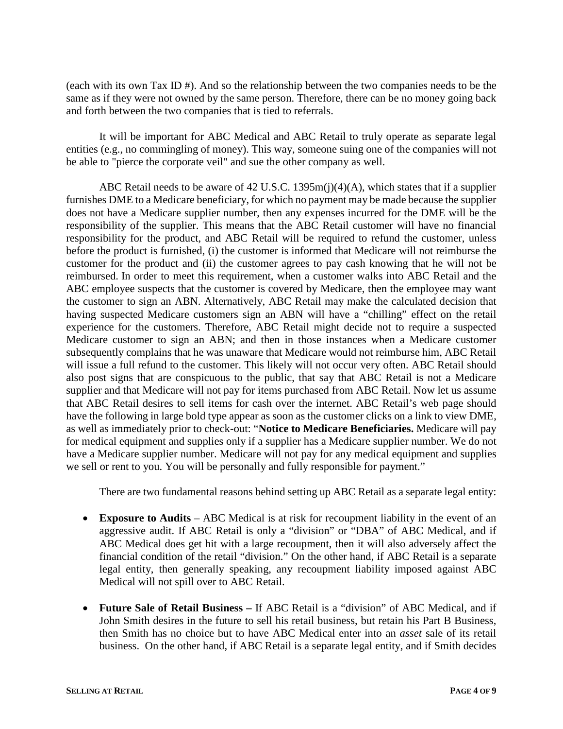(each with its own Tax ID #). And so the relationship between the two companies needs to be the same as if they were not owned by the same person. Therefore, there can be no money going back and forth between the two companies that is tied to referrals.

It will be important for ABC Medical and ABC Retail to truly operate as separate legal entities (e.g., no commingling of money). This way, someone suing one of the companies will not be able to "pierce the corporate veil" and sue the other company as well.

ABC Retail needs to be aware of 42 U.S.C. 1395m(j)(4)(A), which states that if a supplier furnishes DME to a Medicare beneficiary, for which no payment may be made because the supplier does not have a Medicare supplier number, then any expenses incurred for the DME will be the responsibility of the supplier. This means that the ABC Retail customer will have no financial responsibility for the product, and ABC Retail will be required to refund the customer, unless before the product is furnished, (i) the customer is informed that Medicare will not reimburse the customer for the product and (ii) the customer agrees to pay cash knowing that he will not be reimbursed. In order to meet this requirement, when a customer walks into ABC Retail and the ABC employee suspects that the customer is covered by Medicare, then the employee may want the customer to sign an ABN. Alternatively, ABC Retail may make the calculated decision that having suspected Medicare customers sign an ABN will have a "chilling" effect on the retail experience for the customers. Therefore, ABC Retail might decide not to require a suspected Medicare customer to sign an ABN; and then in those instances when a Medicare customer subsequently complains that he was unaware that Medicare would not reimburse him, ABC Retail will issue a full refund to the customer. This likely will not occur very often. ABC Retail should also post signs that are conspicuous to the public, that say that ABC Retail is not a Medicare supplier and that Medicare will not pay for items purchased from ABC Retail. Now let us assume that ABC Retail desires to sell items for cash over the internet. ABC Retail's web page should have the following in large bold type appear as soon as the customer clicks on a link to view DME, as well as immediately prior to check-out: "**Notice to Medicare Beneficiaries.** Medicare will pay for medical equipment and supplies only if a supplier has a Medicare supplier number. We do not have a Medicare supplier number. Medicare will not pay for any medical equipment and supplies we sell or rent to you. You will be personally and fully responsible for payment."

There are two fundamental reasons behind setting up ABC Retail as a separate legal entity:

- **Exposure to Audits** – ABC Medical is at risk for recoupment liability in the event of an aggressive audit. If ABC Retail is only a "division" or "DBA" of ABC Medical, and if ABC Medical does get hit with a large recoupment, then it will also adversely affect the financial condition of the retail "division." On the other hand, if ABC Retail is a separate legal entity, then generally speaking, any recoupment liability imposed against ABC Medical will not spill over to ABC Retail.

- **Future Sale of Retail Business –** If ABC Retail is a "division" of ABC Medical, and if John Smith desires in the future to sell his retail business, but retain his Part B Business, then Smith has no choice but to have ABC Medical enter into an *asset* sale of its retail business. On the other hand, if ABC Retail is a separate legal entity, and if Smith decides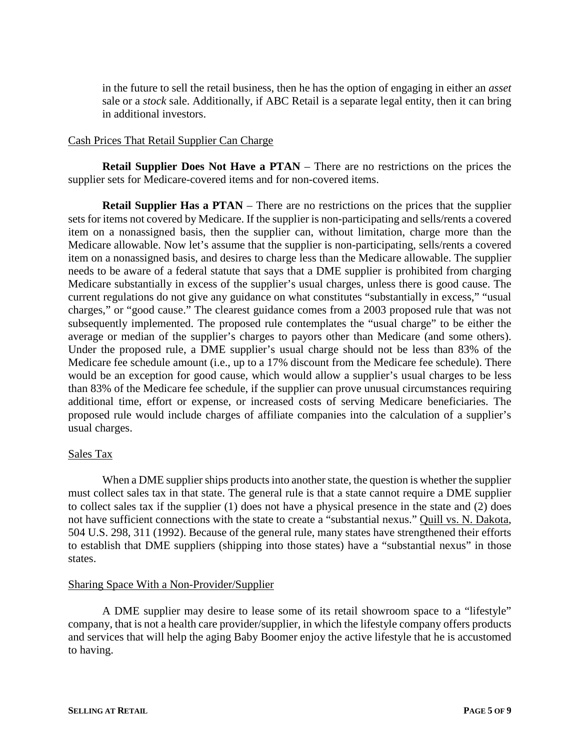in the future to sell the retail business, then he has the option of engaging in either an *asset* sale or a *stock* sale. Additionally, if ABC Retail is a separate legal entity, then it can bring in additional investors.

<u>Cash Prices That Retail Supplier Can Charge</u>

**Retail Supplier Does Not Have a PTAN** – There are no restrictions on the prices the supplier sets for Medicare-covered items and for non-covered items.

**Retail Supplier Has a PTAN** – There are no restrictions on the prices that the supplier sets for items not covered by Medicare. If the supplier is non-participating and sells/rents a covered item on a nonassigned basis, then the supplier can, without limitation, charge more than the Medicare allowable. Now let's assume that the supplier is non-participating, sells/rents a covered item on a nonassigned basis, and desires to charge less than the Medicare allowable. The supplier needs to be aware of a federal statute that says that a DME supplier is prohibited from charging Medicare substantially in excess of the supplier's usual charges, unless there is good cause. The current regulations do not give any guidance on what constitutes "substantially in excess," "usual charges," or "good cause." The clearest guidance comes from a 2003 proposed rule that was not subsequently implemented. The proposed rule contemplates the "usual charge" to be either the average or median of the supplier's charges to payors other than Medicare (and some others). Under the proposed rule, a DME supplier's usual charge should not be less than 83% of the Medicare fee schedule amount (i.e., up to a 17% discount from the Medicare fee schedule). There would be an exception for good cause, which would allow a supplier's usual charges to be less than 83% of the Medicare fee schedule, if the supplier can prove unusual circumstances requiring additional time, effort or expense, or increased costs of serving Medicare beneficiaries. The proposed rule would include charges of affiliate companies into the calculation of a supplier's usual charges.

<u>Sales Tax</u>

When a DME supplier ships products into another state, the question is whether the supplier must collect sales tax in that state. The general rule is that a state cannot require a DME supplier to collect sales tax if the supplier (1) does not have a physical presence in the state and (2) does not have sufficient connections with the state to create a "substantial nexus." <u>Quill vs. N. Dakota</u>, 504 U.S. 298, 311 (1992). Because of the general rule, many states have strengthened their efforts to establish that DME suppliers (shipping into those states) have a "substantial nexus" in those states.

<u>Sharing Space With a Non-Provider/Supplier</u>

A DME supplier may desire to lease some of its retail showroom space to a "lifestyle" company, that is not a health care provider/supplier, in which the lifestyle company offers products and services that will help the aging Baby Boomer enjoy the active lifestyle that he is accustomed to having.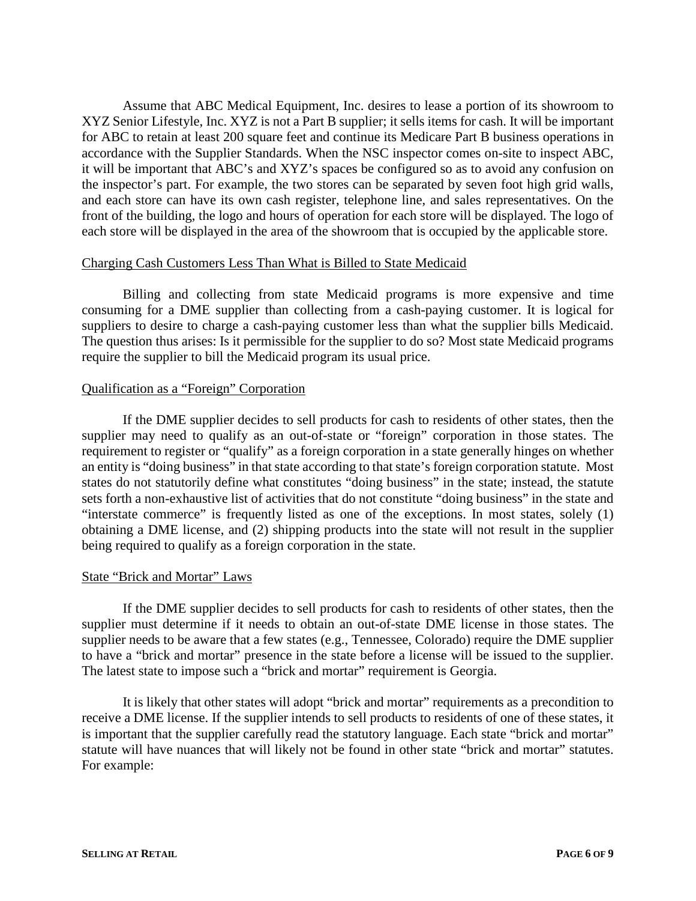Assume that ABC Medical Equipment, Inc. desires to lease a portion of its showroom to XYZ Senior Lifestyle, Inc. XYZ is not a Part B supplier; it sells items for cash. It will be important for ABC to retain at least 200 square feet and continue its Medicare Part B business operations in accordance with the Supplier Standards. When the NSC inspector comes on-site to inspect ABC, it will be important that ABC's and XYZ's spaces be configured so as to avoid any confusion on the inspector's part. For example, the two stores can be separated by seven foot high grid walls, and each store can have its own cash register, telephone line, and sales representatives. On the front of the building, the logo and hours of operation for each store will be displayed. The logo of each store will be displayed in the area of the showroom that is occupied by the applicable store.

<u>Charging Cash Customers Less Than What is Billed to State Medicaid</u>

Billing and collecting from state Medicaid programs is more expensive and time consuming for a DME supplier than collecting from a cash-paying customer. It is logical for suppliers to desire to charge a cash-paying customer less than what the supplier bills Medicaid. The question thus arises: Is it permissible for the supplier to do so? Most state Medicaid programs require the supplier to bill the Medicaid program its usual price.

<u>Qualification as a "Foreign" Corporation</u>

If the DME supplier decides to sell products for cash to residents of other states, then the supplier may need to qualify as an out-of-state or "foreign" corporation in those states. The requirement to register or "qualify" as a foreign corporation in a state generally hinges on whether an entity is "doing business" in that state according to that state's foreign corporation statute. Most states do not statutorily define what constitutes "doing business" in the state; instead, the statute sets forth a non-exhaustive list of activities that do not constitute "doing business" in the state and "interstate commerce" is frequently listed as one of the exceptions. In most states, solely (1) obtaining a DME license, and (2) shipping products into the state will not result in the supplier being required to qualify as a foreign corporation in the state.

<u>State "Brick and Mortar" Laws</u>

If the DME supplier decides to sell products for cash to residents of other states, then the supplier must determine if it needs to obtain an out-of-state DME license in those states. The supplier needs to be aware that a few states (e.g., Tennessee, Colorado) require the DME supplier to have a "brick and mortar" presence in the state before a license will be issued to the supplier. The latest state to impose such a "brick and mortar" requirement is Georgia.

It is likely that other states will adopt "brick and mortar" requirements as a precondition to receive a DME license. If the supplier intends to sell products to residents of one of these states, it is important that the supplier carefully read the statutory language. Each state "brick and mortar" statute will have nuances that will likely not be found in other state "brick and mortar" statutes. For example: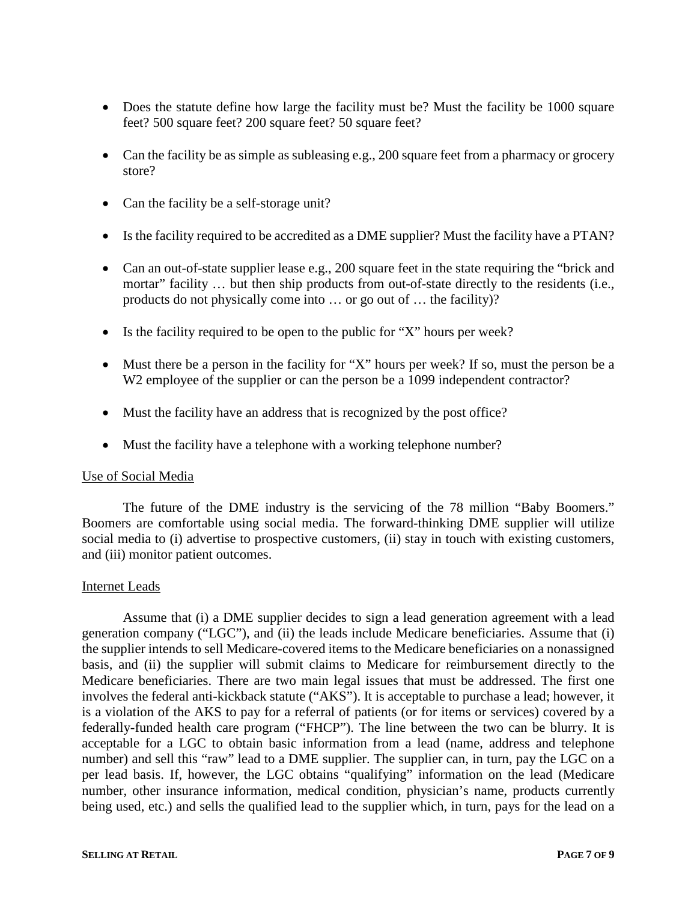- Does the statute define how large the facility must be? Must the facility be 1000 square feet? 500 square feet? 200 square feet? 50 square feet?

- Can the facility be as simple as subleasing e.g., 200 square feet from a pharmacy or grocery store?

- Can the facility be a self-storage unit?

- Is the facility required to be accredited as a DME supplier? Must the facility have a PTAN?

- Can an out-of-state supplier lease e.g., 200 square feet in the state requiring the "brick and mortar" facility … but then ship products from out-of-state directly to the residents (i.e., products do not physically come into … or go out of … the facility)?

- Is the facility required to be open to the public for "X" hours per week?

- Must there be a person in the facility for "X" hours per week? If so, must the person be a W2 employee of the supplier or can the person be a 1099 independent contractor?

- Must the facility have an address that is recognized by the post office?

- Must the facility have a telephone with a working telephone number?

Use of Social Media

The future of the DME industry is the servicing of the 78 million "Baby Boomers." Boomers are comfortable using social media. The forward-thinking DME supplier will utilize social media to (i) advertise to prospective customers, (ii) stay in touch with existing customers, and (iii) monitor patient outcomes.

Internet Leads

Assume that (i) a DME supplier decides to sign a lead generation agreement with a lead generation company ("LGC"), and (ii) the leads include Medicare beneficiaries. Assume that (i) the supplier intends to sell Medicare-covered items to the Medicare beneficiaries on a nonassigned basis, and (ii) the supplier will submit claims to Medicare for reimbursement directly to the Medicare beneficiaries. There are two main legal issues that must be addressed. The first one involves the federal anti-kickback statute ("AKS"). It is acceptable to purchase a lead; however, it is a violation of the AKS to pay for a referral of patients (or for items or services) covered by a federally-funded health care program ("FHCP"). The line between the two can be blurry. It is acceptable for a LGC to obtain basic information from a lead (name, address and telephone number) and sell this "raw" lead to a DME supplier. The supplier can, in turn, pay the LGC on a per lead basis. If, however, the LGC obtains "qualifying" information on the lead (Medicare number, other insurance information, medical condition, physician's name, products currently being used, etc.) and sells the qualified lead to the supplier which, in turn, pays for the lead on a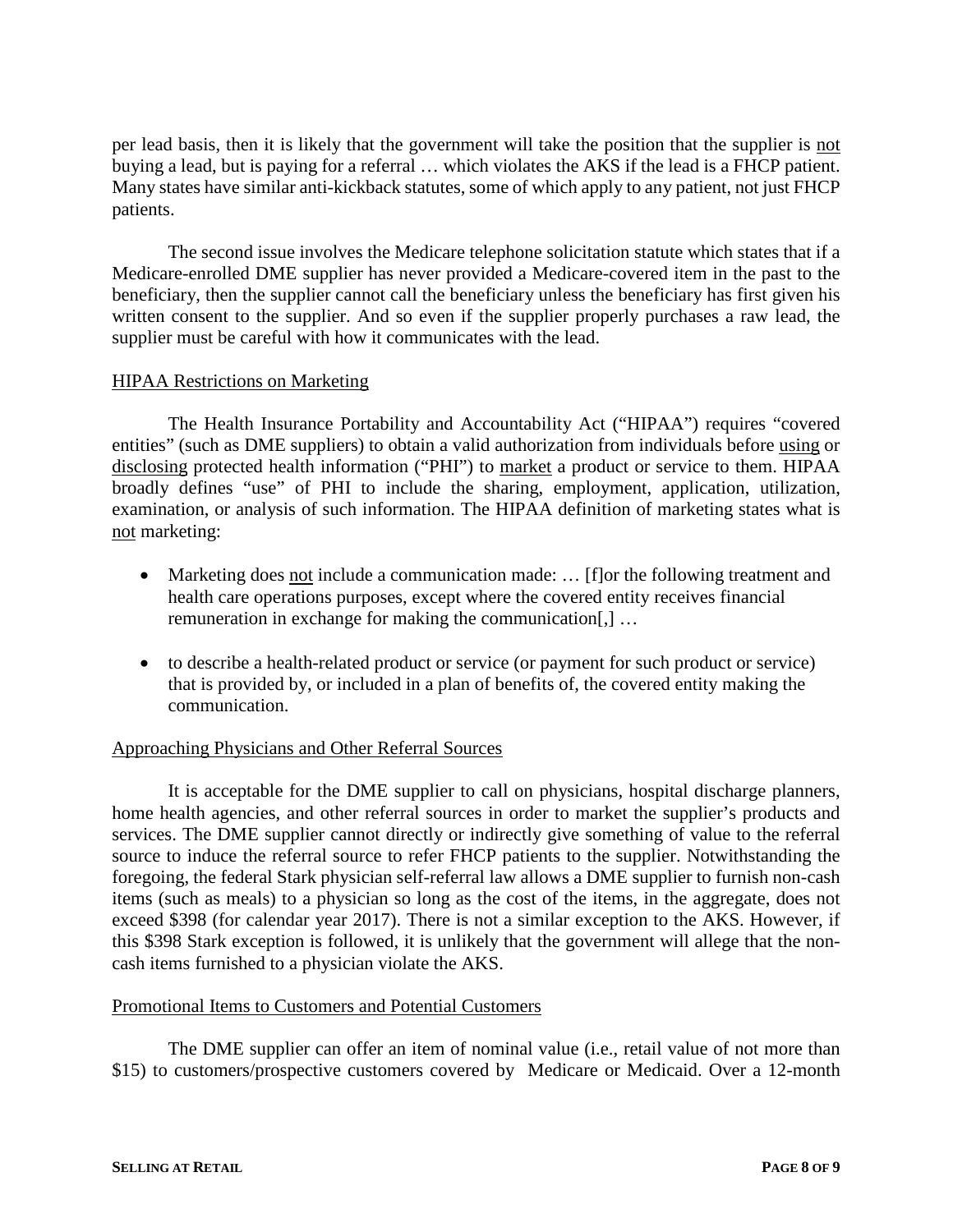per lead basis, then it is likely that the government will take the position that the supplier is not buying a lead, but is paying for a referral … which violates the AKS if the lead is a FHCP patient. Many states have similar anti-kickback statutes, some of which apply to any patient, not just FHCP patients.

The second issue involves the Medicare telephone solicitation statute which states that if a Medicare-enrolled DME supplier has never provided a Medicare-covered item in the past to the beneficiary, then the supplier cannot call the beneficiary unless the beneficiary has first given his written consent to the supplier. And so even if the supplier properly purchases a raw lead, the supplier must be careful with how it communicates with the lead.

## HIPAA Restrictions on Marketing

The Health Insurance Portability and Accountability Act ("HIPAA") requires "covered entities" (such as DME suppliers) to obtain a valid authorization from individuals before using or disclosing protected health information ("PHI") to market a product or service to them. HIPAA broadly defines "use" of PHI to include the sharing, employment, application, utilization, examination, or analysis of such information. The HIPAA definition of marketing states what is not marketing:

- Marketing does not include a communication made: … [f]or the following treatment and health care operations purposes, except where the covered entity receives financial remuneration in exchange for making the communication[,] …
- to describe a health-related product or service (or payment for such product or service) that is provided by, or included in a plan of benefits of, the covered entity making the communication.

## Approaching Physicians and Other Referral Sources

It is acceptable for the DME supplier to call on physicians, hospital discharge planners, home health agencies, and other referral sources in order to market the supplier's products and services. The DME supplier cannot directly or indirectly give something of value to the referral source to induce the referral source to refer FHCP patients to the supplier. Notwithstanding the foregoing, the federal Stark physician self-referral law allows a DME supplier to furnish non-cash items (such as meals) to a physician so long as the cost of the items, in the aggregate, does not exceed $398 (for calendar year 2017). There is not a similar exception to the AKS. However, if this $398 Stark exception is followed, it is unlikely that the government will allege that the non-cash items furnished to a physician violate the AKS.

## Promotional Items to Customers and Potential Customers

The DME supplier can offer an item of nominal value (i.e., retail value of not more than $15) to customers/prospective customers covered by Medicare or Medicaid. Over a 12-month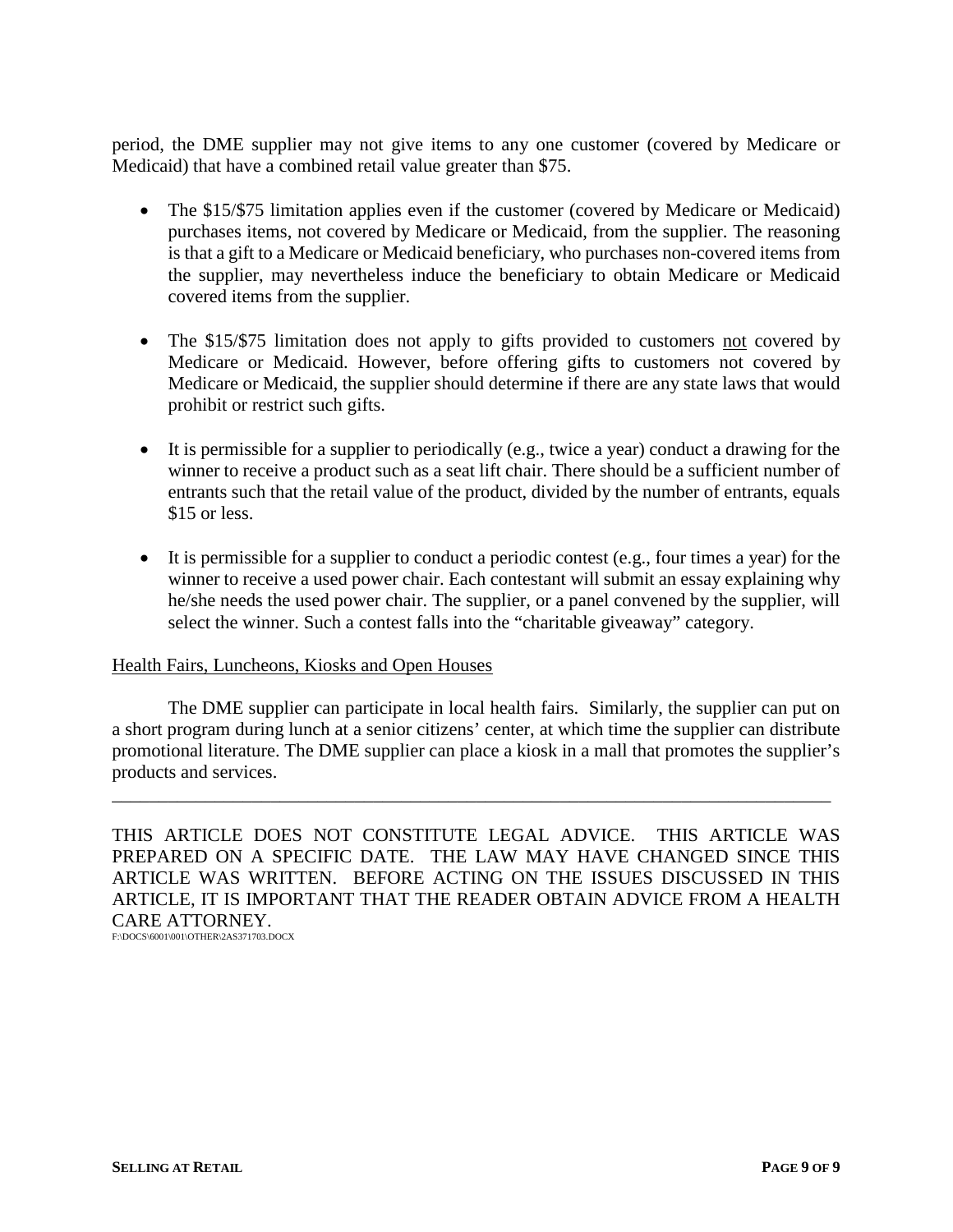period, the DME supplier may not give items to any one customer (covered by Medicare or Medicaid) that have a combined retail value greater than $75.

- The $15/$75 limitation applies even if the customer (covered by Medicare or Medicaid) purchases items, not covered by Medicare or Medicaid, from the supplier. The reasoning is that a gift to a Medicare or Medicaid beneficiary, who purchases non-covered items from the supplier, may nevertheless induce the beneficiary to obtain Medicare or Medicaid covered items from the supplier.

- The $15/$75 limitation does not apply to gifts provided to customers <u>not</u> covered by Medicare or Medicaid. However, before offering gifts to customers not covered by Medicare or Medicaid, the supplier should determine if there are any state laws that would prohibit or restrict such gifts.

- It is permissible for a supplier to periodically (e.g., twice a year) conduct a drawing for the winner to receive a product such as a seat lift chair. There should be a sufficient number of entrants such that the retail value of the product, divided by the number of entrants, equals $15 or less.

- It is permissible for a supplier to conduct a periodic contest (e.g., four times a year) for the winner to receive a used power chair. Each contestant will submit an essay explaining why he/she needs the used power chair. The supplier, or a panel convened by the supplier, will select the winner. Such a contest falls into the "charitable giveaway" category.

<u>Health Fairs, Luncheons, Kiosks and Open Houses</u>

The DME supplier can participate in local health fairs. Similarly, the supplier can put on a short program during lunch at a senior citizens' center, at which time the supplier can distribute promotional literature. The DME supplier can place a kiosk in a mall that promotes the supplier's products and services.

---

THIS ARTICLE DOES NOT CONSTITUTE LEGAL ADVICE. THIS ARTICLE WAS PREPARED ON A SPECIFIC DATE. THE LAW MAY HAVE CHANGED SINCE THIS ARTICLE WAS WRITTEN. BEFORE ACTING ON THE ISSUES DISCUSSED IN THIS ARTICLE, IT IS IMPORTANT THAT THE READER OBTAIN ADVICE FROM A HEALTH CARE ATTORNEY.

F:\DOCS\6001\001\OTHER\2AS371703.DOCX